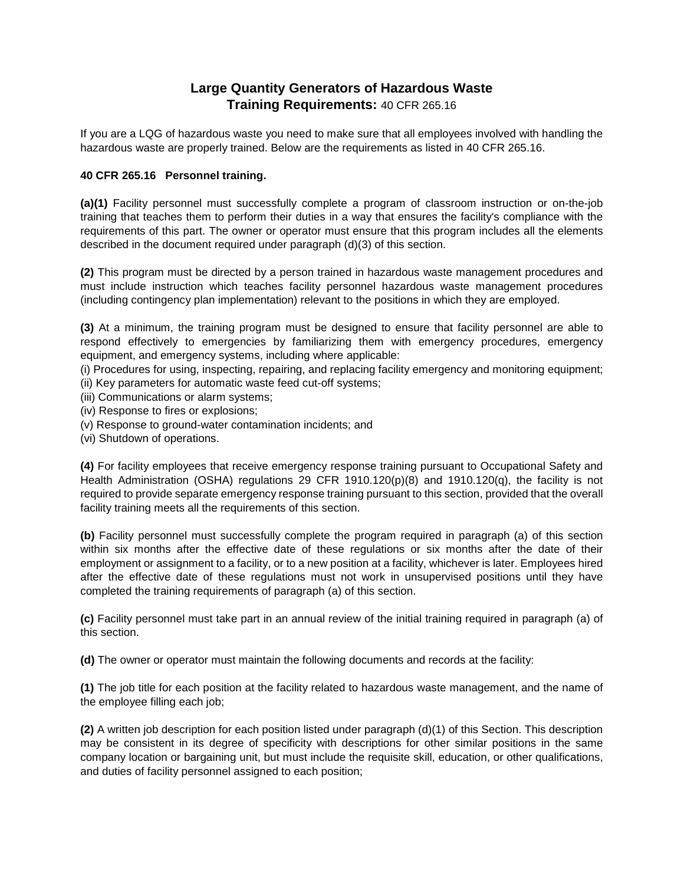# Large Quantity Generators of Hazardous Waste
## Training Requirements: 40 CFR 265.16

If you are a LQG of hazardous waste you need to make sure that all employees involved with handling the hazardous waste are properly trained. Below are the requirements as listed in 40 CFR 265.16.

**40 CFR 265.16 Personnel training.**

**(a)(1)** Facility personnel must successfully complete a program of classroom instruction or on-the-job training that teaches them to perform their duties in a way that ensures the facility's compliance with the requirements of this part. The owner or operator must ensure that this program includes all the elements described in the document required under paragraph (d)(3) of this section.

**(2)** This program must be directed by a person trained in hazardous waste management procedures and must include instruction which teaches facility personnel hazardous waste management procedures (including contingency plan implementation) relevant to the positions in which they are employed.

**(3)** At a minimum, the training program must be designed to ensure that facility personnel are able to respond effectively to emergencies by familiarizing them with emergency procedures, emergency equipment, and emergency systems, including where applicable:
(i) Procedures for using, inspecting, repairing, and replacing facility emergency and monitoring equipment;
(ii) Key parameters for automatic waste feed cut-off systems;
(iii) Communications or alarm systems;
(iv) Response to fires or explosions;
(v) Response to ground-water contamination incidents; and
(vi) Shutdown of operations.

**(4)** For facility employees that receive emergency response training pursuant to Occupational Safety and Health Administration (OSHA) regulations 29 CFR 1910.120(p)(8) and 1910.120(q), the facility is not required to provide separate emergency response training pursuant to this section, provided that the overall facility training meets all the requirements of this section.

**(b)** Facility personnel must successfully complete the program required in paragraph (a) of this section within six months after the effective date of these regulations or six months after the date of their employment or assignment to a facility, or to a new position at a facility, whichever is later. Employees hired after the effective date of these regulations must not work in unsupervised positions until they have completed the training requirements of paragraph (a) of this section.

**(c)** Facility personnel must take part in an annual review of the initial training required in paragraph (a) of this section.

**(d)** The owner or operator must maintain the following documents and records at the facility:

**(1)** The job title for each position at the facility related to hazardous waste management, and the name of the employee filling each job;

**(2)** A written job description for each position listed under paragraph (d)(1) of this Section. This description may be consistent in its degree of specificity with descriptions for other similar positions in the same company location or bargaining unit, but must include the requisite skill, education, or other qualifications, and duties of facility personnel assigned to each position;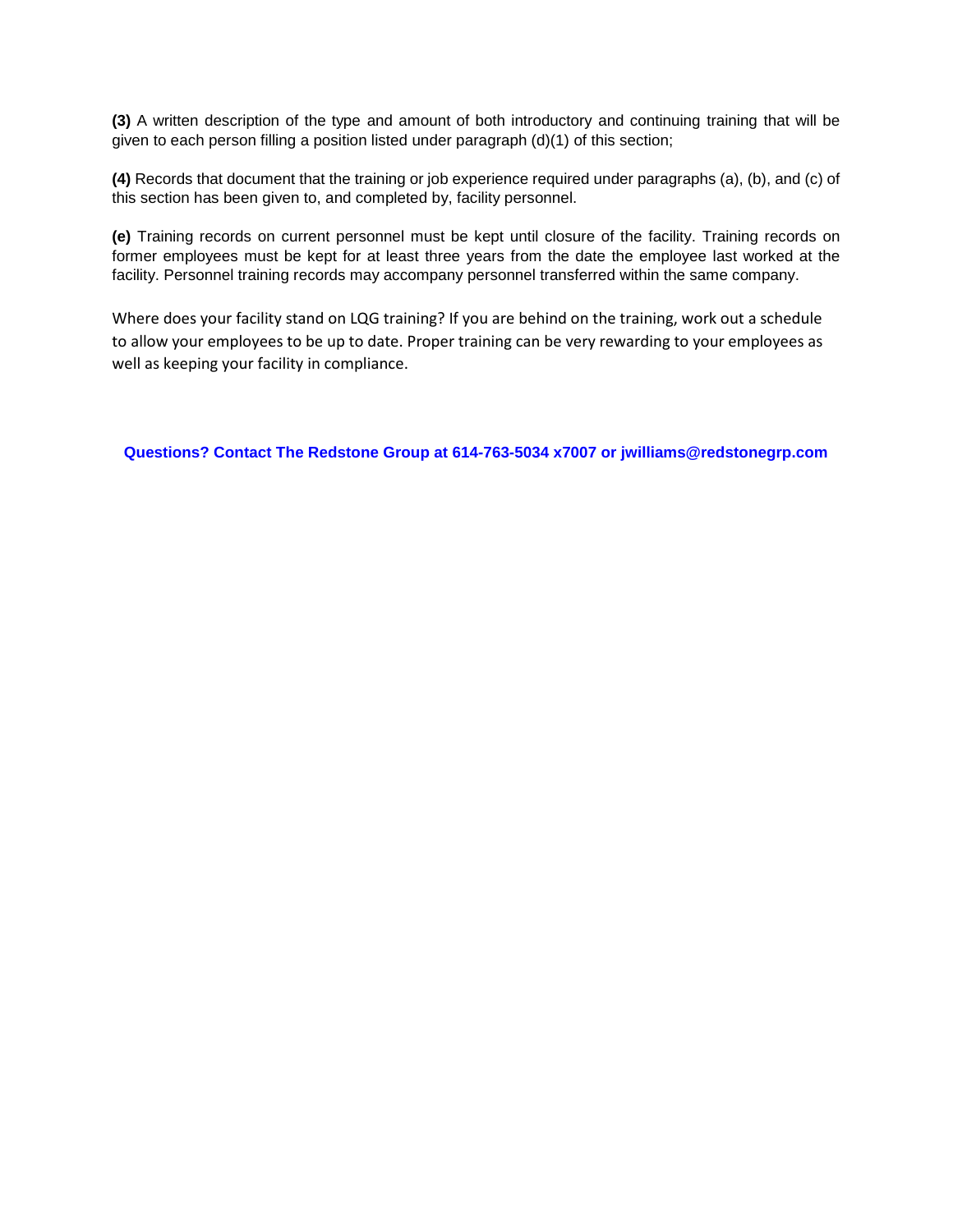**(3)** A written description of the type and amount of both introductory and continuing training that will be given to each person filling a position listed under paragraph (d)(1) of this section;

**(4)** Records that document that the training or job experience required under paragraphs (a), (b), and (c) of this section has been given to, and completed by, facility personnel.

**(e)** Training records on current personnel must be kept until closure of the facility. Training records on former employees must be kept for at least three years from the date the employee last worked at the facility. Personnel training records may accompany personnel transferred within the same company.

Where does your facility stand on LQG training? If you are behind on the training, work out a schedule to allow your employees to be up to date. Proper training can be very rewarding to your employees as well as keeping your facility in compliance.

**Questions? Contact The Redstone Group at 614-763-5034 x7007 or jwilliams@redstonegrp.com**